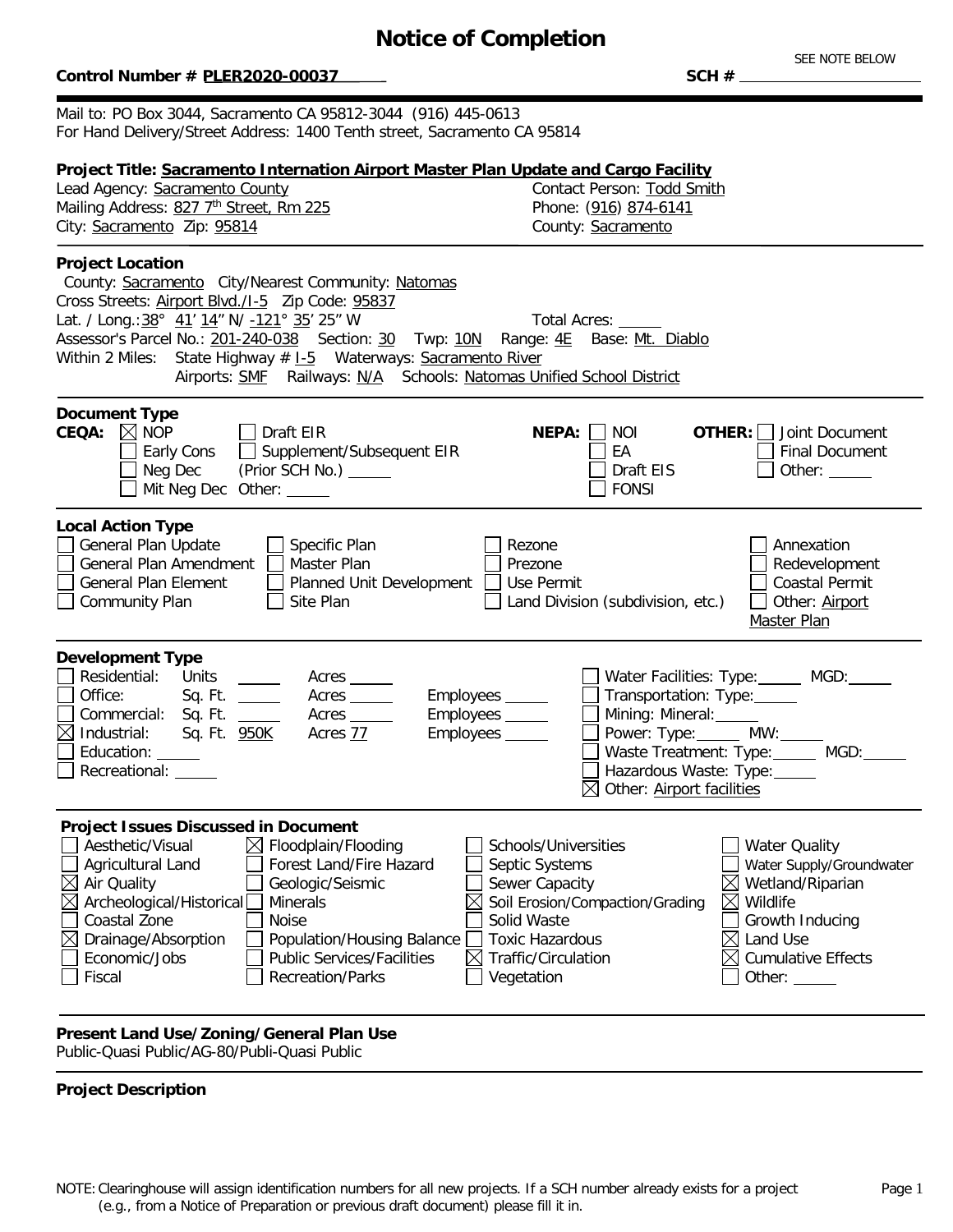# Notice of Completion

**Control Number # PLER2020-00037** 

SEE NOTE BELOW

**SCH #** ______________

Mail to: PO Box 3044, Sacramento CA 95812-3044 (916) 445-0613
For Hand Delivery/Street Address: 1400 Tenth street, Sacramento CA 95814

**Project Title: Sacramento Internation Airport Master Plan Update and Cargo Facility**

Lead Agency: Sacramento County
Mailing Address: 827 7th Street, Rm 225
City: Sacramento Zip: 95814

Contact Person: Todd Smith
Phone: (916) 874-6141
County: Sacramento

**Project Location**

County: Sacramento City/Nearest Community: Natomas
Cross Streets: Airport Blvd./I-5 Zip Code: 95837
Lat. / Long.: 38° 41' 14" N/ -121° 35' 25" W Total Acres: _____
Assessor's Parcel No.: 201-240-038 Section: 30 Twp: 10N Range: 4E Base: Mt. Diablo
Within 2 Miles: State Highway # I-5 Waterways: Sacramento River
Airports: SMF Railways: N/A Schools: Natomas Unified School District

**Document Type**

**CEQA:**
- ☒ NOP
- ☐ Early Cons
- ☐ Neg Dec
- ☐ Mit Neg Dec
- ☐ Draft EIR
- ☐ Supplement/Subsequent EIR (Prior SCH No.) _____
- Other: _____

**NEPA:**
- ☐ NOI
- ☐ EA
- ☐ Draft EIS
- ☐ FONSI

**OTHER:**
- ☐ Joint Document
- ☐ Final Document
- ☐ Other: _____

**Local Action Type**

- ☐ General Plan Update
- ☐ General Plan Amendment
- ☐ General Plan Element
- ☐ Community Plan
- ☐ Specific Plan
- ☐ Master Plan
- ☐ Planned Unit Development
- ☐ Site Plan
- ☐ Rezone
- ☐ Prezone
- ☐ Use Permit
- ☐ Land Division (subdivision, etc.)
- ☐ Annexation
- ☐ Redevelopment
- ☐ Coastal Permit
- ☐ Other: Airport Master Plan

**Development Type**

- ☐ Residential: Units _____ Acres _____
- ☐ Office: Sq. Ft. _____ Acres _____ Employees _____
- ☐ Commercial: Sq. Ft. _____ Acres _____ Employees _____
- ☒ Industrial: Sq. Ft. 950K Acres 77 Employees _____
- ☐ Education: _____
- ☐ Recreational: _____
- ☐ Water Facilities: Type: _____ MGD: _____
- ☐ Transportation: Type: _____
- ☐ Mining: Mineral: _____
- ☐ Power: Type: _____ MW: _____
- ☐ Waste Treatment: Type: _____ MGD: _____
- ☐ Hazardous Waste: Type: _____
- ☒ Other: Airport facilities

**Project Issues Discussed in Document**

- ☐ Aesthetic/Visual
- ☐ Agricultural Land
- ☒ Air Quality
- ☒ Archeological/Historical
- ☐ Coastal Zone
- ☒ Drainage/Absorption
- ☐ Economic/Jobs
- ☐ Fiscal
- ☒ Floodplain/Flooding
- ☐ Forest Land/Fire Hazard
- ☐ Geologic/Seismic
- ☐ Minerals
- ☐ Noise
- ☐ Population/Housing Balance
- ☐ Public Services/Facilities
- ☐ Recreation/Parks
- ☐ Schools/Universities
- ☐ Septic Systems
- ☐ Sewer Capacity
- ☒ Soil Erosion/Compaction/Grading
- ☐ Solid Waste
- ☐ Toxic Hazardous
- ☒ Traffic/Circulation
- ☐ Vegetation
- ☐ Water Quality
- ☐ Water Supply/Groundwater
- ☒ Wetland/Riparian
- ☒ Wildlife
- ☐ Growth Inducing
- ☒ Land Use
- ☒ Cumulative Effects
- ☐ Other: _____

**Present Land Use/Zoning/General Plan Use**

Public-Quasi Public/AG-80/Publi-Quasi Public

**Project Description**

NOTE: Clearinghouse will assign identification numbers for all new projects. If a SCH number already exists for a project (e.g., from a Notice of Preparation or previous draft document) please fill it in.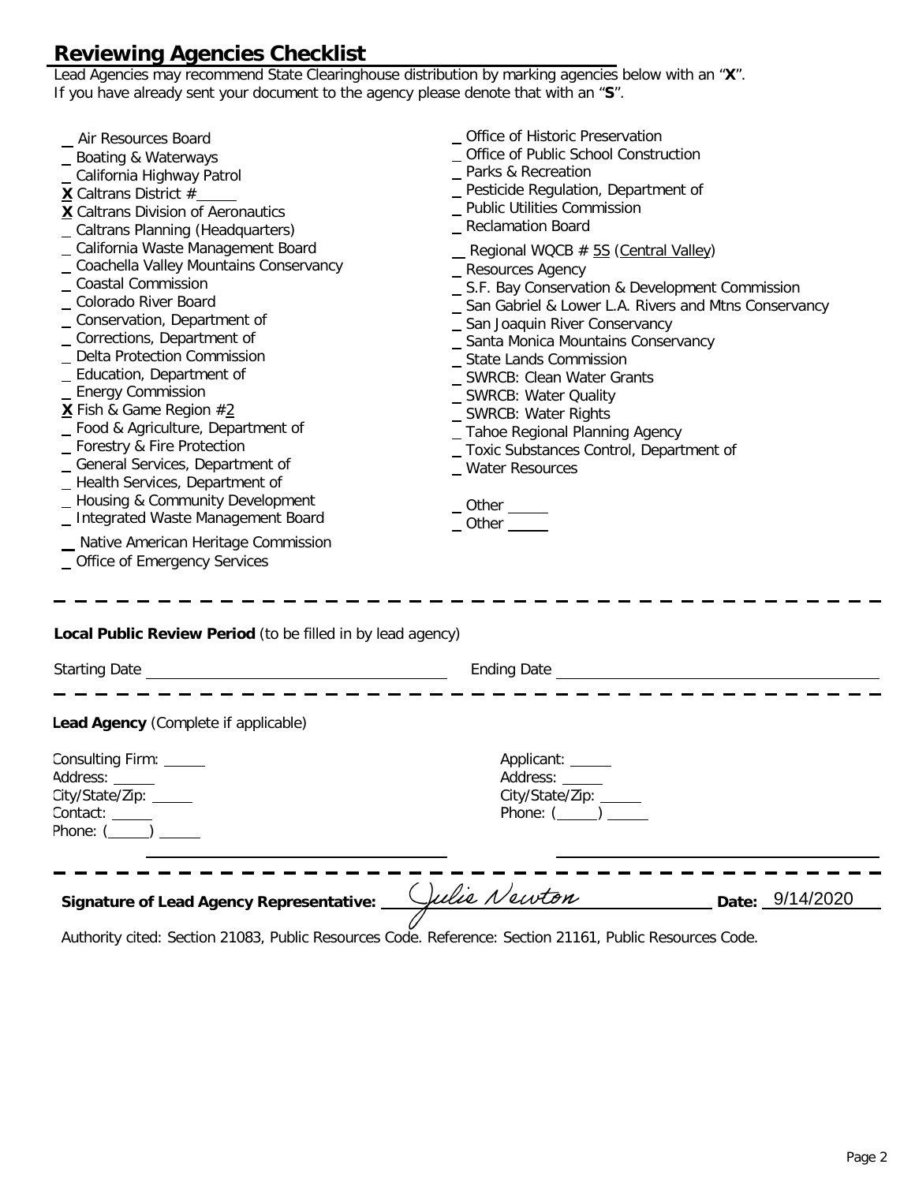## Reviewing Agencies Checklist

Lead Agencies may recommend State Clearinghouse distribution by marking agencies below with an "**X**".
If you have already sent your document to the agency please denote that with an "**S**".

- _ Air Resources Board
- _ Boating & Waterways
- _ California Highway Patrol
- **X** Caltrans District # ____
- **X** Caltrans Division of Aeronautics
- _ Caltrans Planning (Headquarters)
- _ California Waste Management Board
- _ Coachella Valley Mountains Conservancy
- _ Coastal Commission
- _ Colorado River Board
- _ Conservation, Department of
- _ Corrections, Department of
- _ Delta Protection Commission
- _ Education, Department of
- _ Energy Commission
- **X** Fish & Game Region #2
- _ Food & Agriculture, Department of
- _ Forestry & Fire Protection
- _ General Services, Department of
- _ Health Services, Department of
- _ Housing & Community Development
- _ Integrated Waste Management Board
- _ Native American Heritage Commission
- _ Office of Emergency Services
- _ Office of Historic Preservation
- _ Office of Public School Construction
- _ Parks & Recreation
- _ Pesticide Regulation, Department of
- _ Public Utilities Commission
- _ Reclamation Board
- _ Regional WQCB # 5S (Central Valley)
- _ Resources Agency
- _ S.F. Bay Conservation & Development Commission
- _ San Gabriel & Lower L.A. Rivers and Mtns Conservancy
- _ San Joaquin River Conservancy
- _ Santa Monica Mountains Conservancy
- _ State Lands Commission
- _ SWRCB: Clean Water Grants
- _ SWRCB: Water Quality
- _ SWRCB: Water Rights
- _ Tahoe Regional Planning Agency
- _ Toxic Substances Control, Department of
- _ Water Resources
- _ Other ____
- _ Other ____

---

**Local Public Review Period** (to be filled in by lead agency)

Starting Date ____________________ Ending Date ____________________

---

**Lead Agency** (Complete if applicable)

Consulting Firm: ____
Address: ____
City/State/Zip: ____
Contact: ____
Phone: (____) ____

Applicant: ____
Address: ____
City/State/Zip: ____
Phone: (____) ____

---

**Signature of Lead Agency Representative:** Julie Newton **Date:** 9/14/2020

Authority cited: Section 21083, Public Resources Code. Reference: Section 21161, Public Resources Code.